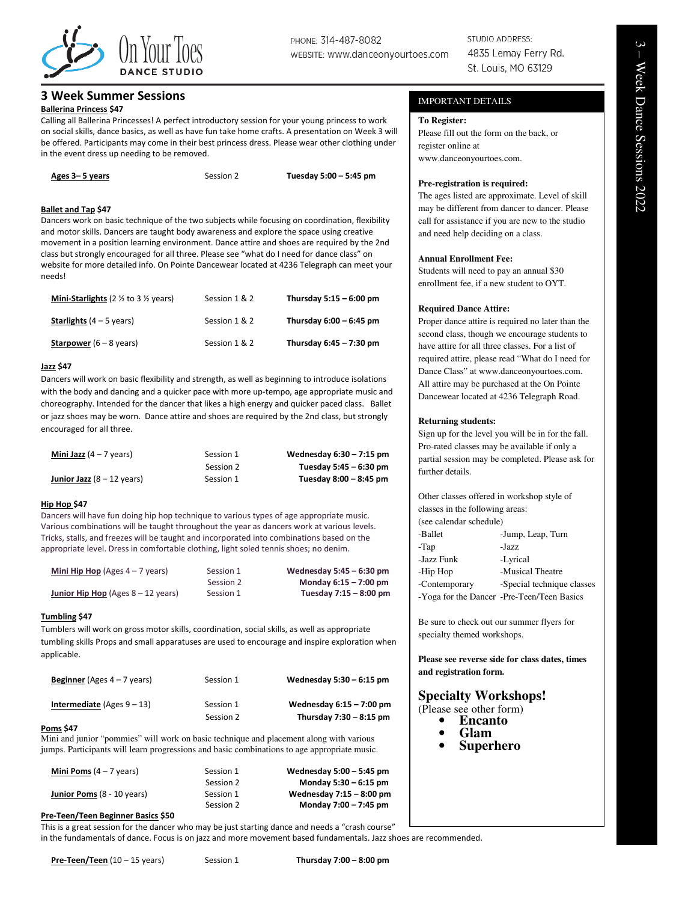# On Your Toes DANCE STUDIO

PHONE: 314-487-8082
WEBSITE: www.danceonyourtoes.com

STUDIO ADDRESS:
4835 Lemay Ferry Rd.
St. Louis, MO 63129

3 – Week Dance Sessions 2022

## 3 Week Summer Sessions

### Ballerina Princess $47

Calling all Ballerina Princesses! A perfect introductory session for your young princess to work on social skills, dance basics, as well as have fun take home crafts. A presentation on Week 3 will be offered. Participants may come in their best princess dress. Please wear other clothing under in the event dress up needing to be removed.

| Class | Session | Time |
|---|---|---|
| Ages 3– 5 years | Session 2 | **Tuesday 5:00 – 5:45 pm** |

### Ballet and Tap $47

Dancers work on basic technique of the two subjects while focusing on coordination, flexibility and motor skills. Dancers are taught body awareness and explore the space using creative movement in a position learning environment. Dance attire and shoes are required by the 2nd class but strongly encouraged for all three. Please see "what do I need for dance class" on website for more detailed info. On Pointe Dancewear located at 4236 Telegraph can meet your needs!

| Class | Session | Time |
|---|---|---|
| Mini-Starlights (2 ½ to 3 ½ years) | Session 1 & 2 | **Thursday 5:15 – 6:00 pm** |
| Starlights (4 – 5 years) | Session 1 & 2 | **Thursday 6:00 – 6:45 pm** |
| Starpower (6 – 8 years) | Session 1 & 2 | **Thursday 6:45 – 7:30 pm** |

### Jazz $47

Dancers will work on basic flexibility and strength, as well as beginning to introduce isolations with the body and dancing and a quicker pace with more up-tempo, age appropriate music and choreography. Intended for the dancer that likes a high energy and quicker paced class. Ballet or jazz shoes may be worn. Dance attire and shoes are required by the 2nd class, but strongly encouraged for all three.

| Class | Session | Time |
|---|---|---|
| Mini Jazz (4 – 7 years) | Session 1 | **Wednesday 6:30 – 7:15 pm** |
| | Session 2 | **Tuesday 5:45 – 6:30 pm** |
| Junior Jazz (8 – 12 years) | Session 1 | **Tuesday 8:00 – 8:45 pm** |

### Hip Hop $47

Dancers will have fun doing hip hop technique to various types of age appropriate music. Various combinations will be taught throughout the year as dancers work at various levels. Tricks, stalls, and freezes will be taught and incorporated into combinations based on the appropriate level. Dress in comfortable clothing, light soled tennis shoes; no denim.

| Class | Session | Time |
|---|---|---|
| Mini Hip Hop (Ages 4 – 7 years) | Session 1 | **Wednesday 5:45 – 6:30 pm** |
| | Session 2 | **Monday 6:15 – 7:00 pm** |
| Junior Hip Hop (Ages 8 – 12 years) | Session 1 | **Tuesday 7:15 – 8:00 pm** |

### Tumbling $47

Tumblers will work on gross motor skills, coordination, social skills, as well as appropriate tumbling skills Props and small apparatuses are used to encourage and inspire exploration when applicable.

| Class | Session | Time |
|---|---|---|
| Beginner (Ages 4 – 7 years) | Session 1 | **Wednesday 5:30 – 6:15 pm** |
| Intermediate (Ages 9 – 13) | Session 1 | **Wednesday 6:15 – 7:00 pm** |
| | Session 2 | **Thursday 7:30 – 8:15 pm** |

### Poms $47

Mini and junior "pommies" will work on basic technique and placement along with various jumps. Participants will learn progressions and basic combinations to age appropriate music.

| Class | Session | Time |
|---|---|---|
| Mini Poms (4 – 7 years) | Session 1 | **Wednesday 5:00 – 5:45 pm** |
| | Session 2 | **Monday 5:30 – 6:15 pm** |
| Junior Poms (8 - 10 years) | Session 1 | **Wednesday 7:15 – 8:00 pm** |
| | Session 2 | **Monday 7:00 – 7:45 pm** |

### Pre-Teen/Teen Beginner Basics $50

This is a great session for the dancer who may be just starting dance and needs a "crash course" in the fundamentals of dance. Focus is on jazz and more movement based fundamentals. Jazz shoes are recommended.

| Class | Session | Time |
|---|---|---|
| Pre-Teen/Teen (10 – 15 years) | Session 1 | **Thursday 7:00 – 8:00 pm** |

## IMPORTANT DETAILS

**To Register:**
Please fill out the form on the back, or register online at www.danceonyourtoes.com.

**Pre-registration is required:**
The ages listed are approximate. Level of skill may be different from dancer to dancer. Please call for assistance if you are new to the studio and need help deciding on a class.

**Annual Enrollment Fee:**
Students will need to pay an annual $30 enrollment fee, if a new student to OYT.

**Required Dance Attire:**
Proper dance attire is required no later than the second class, though we encourage students to have attire for all three classes. For a list of required attire, please read "What do I need for Dance Class" at www.danceonyourtoes.com. All attire may be purchased at the On Pointe Dancewear located at 4236 Telegraph Road.

**Returning students:**
Sign up for the level you will be in for the fall. Pro-rated classes may be available if only a partial session may be completed. Please ask for further details.

Other classes offered in workshop style of classes in the following areas:
(see calendar schedule)

| | |
|---|---|
| -Ballet | -Jump, Leap, Turn |
| -Tap | -Jazz |
| -Jazz Funk | -Lyrical |
| -Hip Hop | -Musical Theatre |
| -Contemporary | -Special technique classes |
| -Yoga for the Dancer | -Pre-Teen/Teen Basics |

Be sure to check out our summer flyers for specialty themed workshops.

**Please see reverse side for class dates, times and registration form.**

## Specialty Workshops!

(Please see other form)

- **Encanto**
- **Glam**
- **Superhero**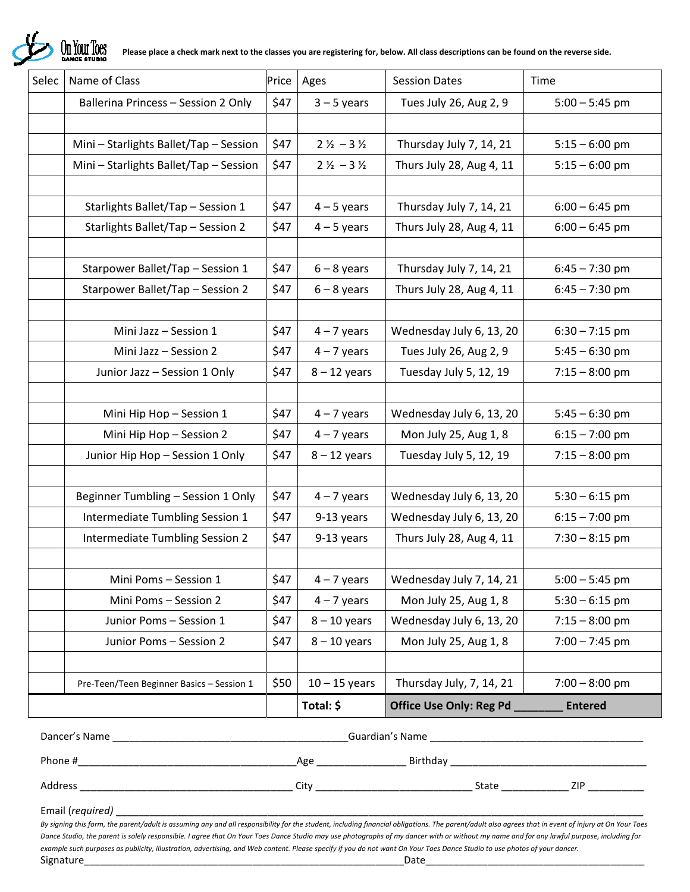On Your Toes DANCE STUDIO

**Please place a check mark next to the classes you are registering for, below. All class descriptions can be found on the reverse side.**

| Selec | Name of Class | Price | Ages | Session Dates | Time |
|---|---|---|---|---|---|
| | Ballerina Princess – Session 2 Only | $47 | 3 – 5 years | Tues July 26, Aug 2, 9 | 5:00 – 5:45 pm |
| | | | | | |
| | Mini – Starlights Ballet/Tap – Session | $47 | 2 ½ – 3 ½ | Thursday July 7, 14, 21 | 5:15 – 6:00 pm |
| | Mini – Starlights Ballet/Tap – Session | $47 | 2 ½ – 3 ½ | Thurs July 28, Aug 4, 11 | 5:15 – 6:00 pm |
| | | | | | |
| | Starlights Ballet/Tap – Session 1 | $47 | 4 – 5 years | Thursday July 7, 14, 21 | 6:00 – 6:45 pm |
| | Starlights Ballet/Tap – Session 2 | $47 | 4 – 5 years | Thurs July 28, Aug 4, 11 | 6:00 – 6:45 pm |
| | | | | | |
| | Starpower Ballet/Tap – Session 1 | $47 | 6 – 8 years | Thursday July 7, 14, 21 | 6:45 – 7:30 pm |
| | Starpower Ballet/Tap – Session 2 | $47 | 6 – 8 years | Thurs July 28, Aug 4, 11 | 6:45 – 7:30 pm |
| | | | | | |
| | Mini Jazz – Session 1 | $47 | 4 – 7 years | Wednesday July 6, 13, 20 | 6:30 – 7:15 pm |
| | Mini Jazz – Session 2 | $47 | 4 – 7 years | Tues July 26, Aug 2, 9 | 5:45 – 6:30 pm |
| | Junior Jazz – Session 1 Only | $47 | 8 – 12 years | Tuesday July 5, 12, 19 | 7:15 – 8:00 pm |
| | | | | | |
| | Mini Hip Hop – Session 1 | $47 | 4 – 7 years | Wednesday July 6, 13, 20 | 5:45 – 6:30 pm |
| | Mini Hip Hop – Session 2 | $47 | 4 – 7 years | Mon July 25, Aug 1, 8 | 6:15 – 7:00 pm |
| | Junior Hip Hop – Session 1 Only | $47 | 8 – 12 years | Tuesday July 5, 12, 19 | 7:15 – 8:00 pm |
| | | | | | |
| | Beginner Tumbling – Session 1 Only | $47 | 4 – 7 years | Wednesday July 6, 13, 20 | 5:30 – 6:15 pm |
| | Intermediate Tumbling Session 1 | $47 | 9-13 years | Wednesday July 6, 13, 20 | 6:15 – 7:00 pm |
| | Intermediate Tumbling Session 2 | $47 | 9-13 years | Thurs July 28, Aug 4, 11 | 7:30 – 8:15 pm |
| | | | | | |
| | Mini Poms – Session 1 | $47 | 4 – 7 years | Wednesday July 7, 14, 21 | 5:00 – 5:45 pm |
| | Mini Poms – Session 2 | $47 | 4 – 7 years | Mon July 25, Aug 1, 8 | 5:30 – 6:15 pm |
| | Junior Poms – Session 1 | $47 | 8 – 10 years | Wednesday July 6, 13, 20 | 7:15 – 8:00 pm |
| | Junior Poms – Session 2 | $47 | 8 – 10 years | Mon July 25, Aug 1, 8 | 7:00 – 7:45 pm |
| | | | | | |
| | Pre-Teen/Teen Beginner Basics – Session 1 | $50 | 10 – 15 years | Thursday July, 7, 14, 21 | 7:00 – 8:00 pm |
| | | | **Total: $** | **Office Use Only: Reg Pd ________** | **Entered** |

Dancer's Name ________________________________________ Guardian's Name ____________________________________

Phone #______________________________________ Age ________________ Birthday ___________________________________

Address ____________________________________ City ___________________________ State ____________ ZIP __________

Email (*required*) ________________________________________________________________________________________

*By signing this form, the parent/adult is assuming any and all responsibility for the student, including financial obligations. The parent/adult also agrees that in event of injury at On Your Toes Dance Studio, the parent is solely responsible. I agree that On Your Toes Dance Studio may use photographs of my dancer with or without my name and for any lawful purpose, including for example such purposes as publicity, illustration, advertising, and Web content. Please specify if you do not want On Your Toes Dance Studio to use photos of your dancer.*

Signature_______________________________________________________________Date________________________________________